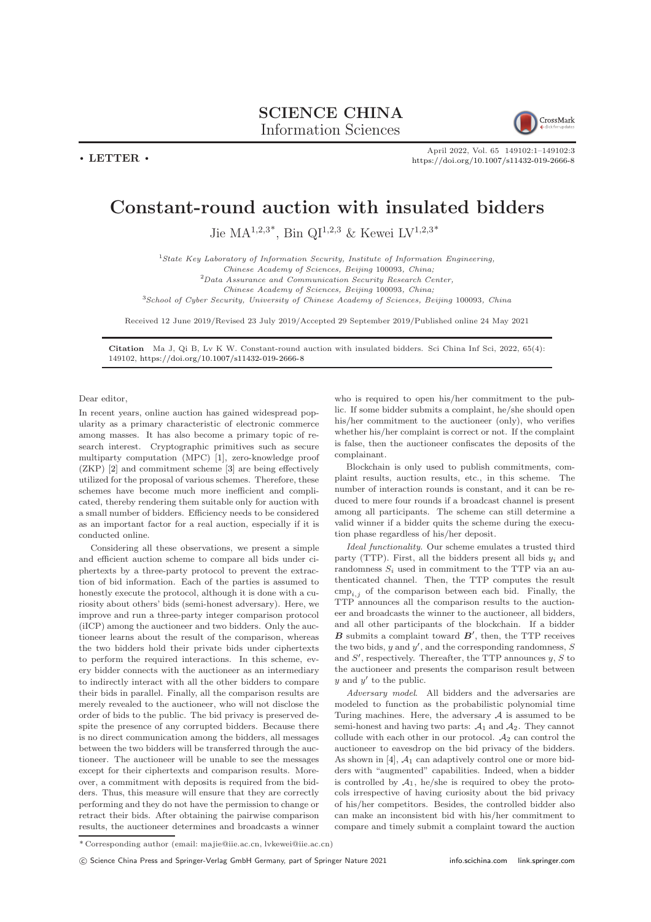**• LETTER •**

# Constant-round auction with insulated bidders

Jie MA[1,2,3*], Bin QI[1,2,3] & Kewei LV[1,2,3*]

[1] *State Key Laboratory of Information Security, Institute of Information Engineering, Chinese Academy of Sciences, Beijing* 100093*, China;*
[2] *Data Assurance and Communication Security Research Center, Chinese Academy of Sciences, Beijing* 100093*, China;*
[3] *School of Cyber Security, University of Chinese Academy of Sciences, Beijing* 100093*, China*

Received 12 June 2019/Revised 23 July 2019/Accepted 29 September 2019/Published online 24 May 2021

**Citation** Ma J, Qi B, Lv K W. Constant-round auction with insulated bidders. Sci China Inf Sci, 2022, 65(4): 149102, https://doi.org/10.1007/s11432-019-2666-8

Dear editor,

In recent years, online auction has gained widespread popularity as a primary characteristic of electronic commerce among masses. It has also become a primary topic of research interest. Cryptographic primitives such as secure multiparty computation (MPC) [1], zero-knowledge proof (ZKP) [2] and commitment scheme [3] are being effectively utilized for the proposal of various schemes. Therefore, these schemes have become much more inefficient and complicated, thereby rendering them suitable only for auction with a small number of bidders. Efficiency needs to be considered as an important factor for a real auction, especially if it is conducted online.

Considering all these observations, we present a simple and efficient auction scheme to compare all bids under ciphertexts by a three-party protocol to prevent the extraction of bid information. Each of the parties is assumed to honestly execute the protocol, although it is done with a curiosity about others' bids (semi-honest adversary). Here, we improve and run a three-party integer comparison protocol (iICP) among the auctioneer and two bidders. Only the auctioneer learns about the result of the comparison, whereas the two bidders hold their private bids under ciphertexts to perform the required interactions. In this scheme, every bidder connects with the auctioneer as an intermediary to indirectly interact with all the other bidders to compare their bids in parallel. Finally, all the comparison results are merely revealed to the auctioneer, who will not disclose the order of bids to the public. The bid privacy is preserved despite the presence of any corrupted bidders. Because there is no direct communication among the bidders, all messages between the two bidders will be transferred through the auctioneer. The auctioneer will be unable to see the messages except for their ciphertexts and comparison results. Moreover, a commitment with deposits is required from the bidders. Thus, this measure will ensure that they are correctly performing and they do not have the permission to change or retract their bids. After obtaining the pairwise comparison results, the auctioneer determines and broadcasts a winner who is required to open his/her commitment to the public. If some bidder submits a complaint, he/she should open his/her commitment to the auctioneer (only), who verifies whether his/her complaint is correct or not. If the complaint is false, then the auctioneer confiscates the deposits of the complainant.

Blockchain is only used to publish commitments, complaint results, auction results, etc., in this scheme. The number of interaction rounds is constant, and it can be reduced to mere four rounds if a broadcast channel is present among all participants. The scheme can still determine a valid winner if a bidder quits the scheme during the execution phase regardless of his/her deposit.

*Ideal functionality*. Our scheme emulates a trusted third party (TTP). First, all the bidders present all bids $y_i$ and randomness $S_i$ used in commitment to the TTP via an authenticated channel. Then, the TTP computes the result $\mathrm{cmp}_{i,j}$ of the comparison between each bid. Finally, the TTP announces all the comparison results to the auctioneer and broadcasts the winner to the auctioneer, all bidders, and all other participants of the blockchain. If a bidder $\boldsymbol{B}$ submits a complaint toward $\boldsymbol{B}'$, then, the TTP receives the two bids, $y$ and $y'$, and the corresponding randomness, $S$ and $S'$, respectively. Thereafter, the TTP announces $y$, $S$ to the auctioneer and presents the comparison result between $y$ and $y'$ to the public.

*Adversary model*. All bidders and the adversaries are modeled to function as the probabilistic polynomial time Turing machines. Here, the adversary $\mathcal{A}$ is assumed to be semi-honest and having two parts: $\mathcal{A}_1$ and $\mathcal{A}_2$. They cannot collude with each other in our protocol. $\mathcal{A}_2$ can control the auctioneer to eavesdrop on the bid privacy of the bidders. As shown in [4], $\mathcal{A}_1$ can adaptively control one or more bidders with "augmented" capabilities. Indeed, when a bidder is controlled by $\mathcal{A}_1$, he/she is required to obey the protocols irrespective of having curiosity about the bid privacy of his/her competitors. Besides, the controlled bidder also can make an inconsistent bid with his/her commitment to compare and timely submit a complaint toward the auction

\* Corresponding author (email: majie@iie.ac.cn, lvkewei@iie.ac.cn)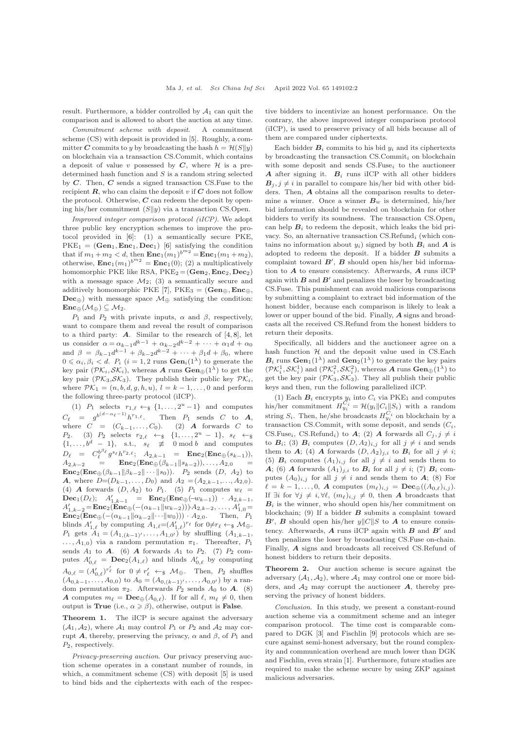result. Furthermore, a bidder controlled by $\mathcal{A}_1$ can quit the comparison and is allowed to abort the auction at any time.

*Commitment scheme with deposit.* A commitment scheme (CS) with deposit is provided in [5]. Roughly, a committer $\boldsymbol{C}$ commits to $y$ by broadcasting the hash $h = \mathcal{H}(S\|y)$ on blockchain via a transaction CS.Commit, which contains a deposit of value $v$ possessed by $\boldsymbol{C}$, where $\mathcal{H}$ is a predetermined hash function and $S$ is a random string selected by $\boldsymbol{C}$. Then, $\boldsymbol{C}$ sends a signed transaction CS.Fuse to the recipient $\boldsymbol{R}$, who can claim the deposit $v$ if $\boldsymbol{C}$ does not follow the protocol. Otherwise, $\boldsymbol{C}$ can redeem the deposit by opening his/her commitment $(S\|y)$ via a transaction CS.Open.

*Improved integer comparison protocol (iICP).* We adopt three public key encryption schemes to improve the protocol provided in [6]: (1) a semantically secure PKE, $\mathrm{PKE}_1 = (\mathbf{Gen}_1, \mathbf{Enc}_1, \mathbf{Dec}_1)$ [6] satisfying the condition that if $m_1 + m_2 < d$, then $\mathbf{Enc}_1(m_1)^{b^{m_2}} = \mathbf{Enc}_1(m_1 + m_2)$, otherwise, $\mathbf{Enc}_1(m_1)^{b^{m_2}} = \mathbf{Enc}_1(0)$; (2) a multiplicatively homomorphic PKE like RSA, $\mathrm{PKE}_2 = (\mathbf{Gen}_2, \mathbf{Enc}_2, \mathbf{Dec}_2)$ with a message space $\mathcal{M}_2$; (3) a semantically secure and additively homomorphic PKE [7], $\mathrm{PKE}_3 = (\mathbf{Gen}_\oplus, \mathbf{Enc}_\oplus, \mathbf{Dec}_\oplus)$ with message space $\mathcal{M}_\oplus$ satisfying the condition: $\mathbf{Enc}_\oplus(\mathcal{M}_\oplus) \subseteq \mathcal{M}_2$.

$P_1$ and $P_2$ with private inputs, $\alpha$ and $\beta$, respectively, want to compare them and reveal the result of comparison to a third party: $\boldsymbol{A}$. Similar to the research of [4, 8], let us consider $\alpha = \alpha_{k-1}d^{k-1} + \alpha_{k-2}d^{k-2} + \cdots + \alpha_1 d + \alpha_0$ and $\beta = \beta_{k-1}d^{k-1} + \beta_{k-2}d^{k-2} + \cdots + \beta_1 d + \beta_0$, where $0 \leqslant \alpha_i, \beta_i < d$. $P_i$ ($i = 1, 2$ runs $\mathbf{Gen}_i(1^\lambda)$ to generate the key pair $(\mathcal{PK}_i, \mathcal{SK}_i)$, whereas $\boldsymbol{A}$ runs $\mathbf{Gen}_\oplus(1^\lambda)$ to get the key pair $(\mathcal{PK}_3, \mathcal{SK}_3)$. They publish their public key $\mathcal{PK}_i$, where $\mathcal{PK}_1 = (n, b, d, g, h, u)$, $l = k-1, \ldots, 0$ and perform the following three-party protocol (iICP).

(1) $P_1$ selects $r_{1,\ell} \leftarrow_\$ \{1, \ldots, 2^u - 1\}$ and computes $C_\ell = g^{b^{(d-\alpha_\ell - 1)}} h^{r_{1,\ell}}$. Then $P_1$ sends $C$ to $\boldsymbol{A}$, where $C = (C_{k-1}, \ldots, C_0)$. (2) $\boldsymbol{A}$ forwards $C$ to $P_2$. (3) $P_2$ selects $r_{2,\ell} \leftarrow_\$ \{1, \ldots, 2^u - 1\}$, $s_\ell \leftarrow_\$ \{1, \ldots, b^d - 1\}$, s.t., $s_\ell \not\equiv 0 \bmod b$ and computes $D_\ell = C_\ell^{b^{\beta_\ell}} g^{s_\ell} h^{r_{2,\ell}}$; $A_{2,k-1} = \mathbf{Enc}_2(\mathbf{Enc}_\oplus(s_{k-1}))$, $A_{2,k-2} = \mathbf{Enc}_2(\mathbf{Enc}_\oplus(\beta_{k-1}\|s_{k-2})), \ldots, A_{2,0} = \mathbf{Enc}_2(\mathbf{Enc}_\oplus(\beta_{k-1}\|\beta_{k-2}\|\cdots\|s_0))$. $P_2$ sends $(D, A_2)$ to $\boldsymbol{A}$, where $D = (D_{k-1}, \ldots, D_0)$ and $A_2 = (A_{2,k-1}, \ldots, A_{2,0})$. (4) $\boldsymbol{A}$ forwards $(D, A_2)$ to $P_1$. (5) $P_1$ computes $w_\ell = \mathbf{Dec}_1(D_\ell)$; $A'_{1,k-1} = \mathbf{Enc}_2(\mathbf{Enc}_\oplus(-w_{k-1})) \cdot A_{2,k-1}$, $A'_{1,k-2} = \mathbf{Enc}_2(\mathbf{Enc}_\oplus(-(\alpha_{k-1}\|w_{k-2}))) \cdot A_{2,k-2}, \ldots, A'_{1,0} = \mathbf{Enc}_2(\mathbf{Enc}_\oplus(-(\alpha_{k-1}\|\alpha_{k-2}\|\cdots\|w_0))) \cdot A_{2,0}$. Then, $P_1$ blinds $A'_{1,\ell}$ by computing $A_{1,\ell} = (A'_{1,\ell})^{r_\ell}$ for $0 \neq r_\ell \leftarrow_\$ \mathcal{M}_\oplus$. $P_1$ gets $A_1 = (A_{1,(k-1)'}, \ldots, A_{1,0'})$ by shuffling $(A_{1,k-1}, \ldots, A_{1,0})$ via a random permutation $\pi_1$. Thereafter, $P_1$ sends $A_1$ to $\boldsymbol{A}$. (6) $\boldsymbol{A}$ forwards $A_1$ to $P_2$. (7) $P_2$ computes $A'_{0,\ell} = \mathbf{Dec}_2(A_{1,\ell})$ and blinds $A'_{0,\ell}$ by computing $A_{0,\ell} = (A'_{0,\ell})^{r'_\ell}$ for $0 \neq r'_\ell \leftarrow_\$ \mathcal{M}_\oplus$. Then, $P_2$ shuffles $(A_{0,k-1}, \ldots, A_{0,0})$ to $A_0 = (A_{0,(k-1)'}, \ldots, A_{0,0'})$ by a random permutation $\pi_2$. Afterwards $P_2$ sends $A_0$ to $\boldsymbol{A}$. (8) $\boldsymbol{A}$ computes $m_\ell = \mathbf{Dec}_\oplus(A_{0,\ell})$. If for all $\ell$, $m_\ell \neq 0$, then output is **True** (i.e., $\alpha \geqslant \beta$), otherwise, output is **False**.

**Theorem 1.** The iICP is secure against the adversary $(\mathcal{A}_1, \mathcal{A}_2)$, where $\mathcal{A}_1$ may control $P_1$ or $P_2$ and $\mathcal{A}_2$ may corrupt $\boldsymbol{A}$, thereby, preserving the privacy, $\alpha$ and $\beta$, of $P_1$ and $P_2$, respectively.

*Privacy-preserving auction.* Our privacy preserving auction scheme operates in a constant number of rounds, in which, a commitment scheme (CS) with deposit [5] is used to bind bids and the ciphertexts with each of the respective bidders to incentivize an honest performance. On the contrary, the above improved integer comparison protocol (iICP), is used to preserve privacy of all bids because all of them are compared under ciphertexts.

Each bidder $\boldsymbol{B}_i$ commits to his bid $y_i$ and its ciphertexts by broadcasting the transaction CS.Commit$_i$ on blockchain with some deposit and sends CS.Fuse$_i$ to the auctioneer $\boldsymbol{A}$ after signing it. $\boldsymbol{B}_i$ runs iICP with all other bidders $\boldsymbol{B}_j, j \neq i$ in parallel to compare his/her bid with other bidders. Then, $\boldsymbol{A}$ obtains all the comparison results to determine a winner. Once a winner $\boldsymbol{B}_w$ is determined, his/her bid information should be revealed on blockchain for other bidders to verify its soundness. The transaction CS.Open$_i$ can help $\boldsymbol{B}_i$ to redeem the deposit, which leaks the bid privacy. So, an alternative transaction CS.Refund$_i$ (which contains no information about $y_i$) signed by both $\boldsymbol{B}_i$ and $\boldsymbol{A}$ is adopted to redeem the deposit. If a bidder $\boldsymbol{B}$ submits a complaint toward $\boldsymbol{B}'$, $\boldsymbol{B}$ should open his/her bid information to $\boldsymbol{A}$ to ensure consistency. Afterwards, $\boldsymbol{A}$ runs iICP again with $\boldsymbol{B}$ and $\boldsymbol{B}'$ and penalizes the loser by broadcasting CS.Fuse. This punishment can avoid malicious comparisons by submitting a complaint to extract bid information of the honest bidder, because each comparison is likely to leak a lower or upper bound of the bid. Finally, $\boldsymbol{A}$ signs and broadcasts all the received CS.Refund from the honest bidders to return their deposits.

Specifically, all bidders and the auctioneer agree on a hash function $\mathcal{H}$ and the deposit value used in CS.Each $\boldsymbol{B}_i$ runs $\mathbf{Gen}_1(1^\lambda)$ and $\mathbf{Gen}_2(1^\lambda)$ to generate the key pairs $(\mathcal{PK}_i^1, \mathcal{SK}_i^1)$ and $(\mathcal{PK}_i^2, \mathcal{SK}_i^2)$, whereas $\boldsymbol{A}$ runs $\mathbf{Gen}_\oplus(1^\lambda)$ to get the key pair $(\mathcal{PK}_3, \mathcal{SK}_3)$. They all publish their public keys and then, run the following parallelized iICP.

(1) Each $\boldsymbol{B}_i$ encrypts $y_i$ into $C_i$ via PKE$_1$ and computes his/her commitment $H_{y_i}^{C_i} = \mathcal{H}(y_i\|C_i\|S_i)$ with a random string $S_i$. Then, he/she broadcasts $H_{y_i}^{C_i}$ on blockchain by a transaction CS.Commit$_i$ with some deposit, and sends $(C_i$, CS.Fuse$_i$, CS.Refund$_i)$ to $\boldsymbol{A}$; (2) $\boldsymbol{A}$ forwards all $C_j, j \neq i$ to $\boldsymbol{B}_i$; (3) $\boldsymbol{B}_i$ computes $(D, A_2)_{i,j}$ for all $j \neq i$ and sends them to $\boldsymbol{A}$; (4) $\boldsymbol{A}$ forwards $(D, A_2)_{j,i}$ to $\boldsymbol{B}_i$ for all $j \neq i$; (5) $\boldsymbol{B}_i$ computes $(A_1)_{i,j}$ for all $j \neq i$ and sends them to $\boldsymbol{A}$; (6) $\boldsymbol{A}$ forwards $(A_1)_{j,i}$ to $\boldsymbol{B}_i$ for all $j \neq i$; (7) $\boldsymbol{B}_i$ computes $(A_0)_{i,j}$ for all $j \neq i$ and sends them to $\boldsymbol{A}$; (8) For $\ell = k-1, \ldots, 0$, $\boldsymbol{A}$ computes $(m_\ell)_{i,j} = \mathbf{Dec}_\oplus((A_{0,\ell})_{i,j})$. If $\exists i$ for $\forall j \neq i, \forall \ell$, $(m_\ell)_{i,j} \neq 0$, then $\boldsymbol{A}$ broadcasts that $\boldsymbol{B}_i$ is the winner, who should open his/her commitment on blockchain; (9) If a bidder $\boldsymbol{B}$ submits a complaint toward $\boldsymbol{B}'$, $\boldsymbol{B}$ should open his/her $y\|C\|S$ to $\boldsymbol{A}$ to ensure consistency. Afterwards, $\boldsymbol{A}$ runs iICP again with $\boldsymbol{B}$ and $\boldsymbol{B}'$ and then penalizes the loser by broadcasting CS.Fuse on-chain. Finally, $\boldsymbol{A}$ signs and broadcasts all received CS.Refund of honest bidders to return their deposits.

**Theorem 2.** Our auction scheme is secure against the adversary $(\mathcal{A}_1, \mathcal{A}_2)$, where $\mathcal{A}_1$ may control one or more bidders, and $\mathcal{A}_2$ may corrupt the auctioneer $\boldsymbol{A}$, thereby preserving the privacy of honest bidders.

*Conclusion.* In this study, we present a constant-round auction scheme via a commitment scheme and an integer comparison protocol. The time cost is comparable compared to DGK [3] and Fischlin [9] protocols which are secure against semi-honest adversary, but the round complexity and communication overhead are much lower than DGK and Fischlin, even strain [1]. Furthermore, future studies are required to make the scheme secure by using ZKP against malicious adversaries.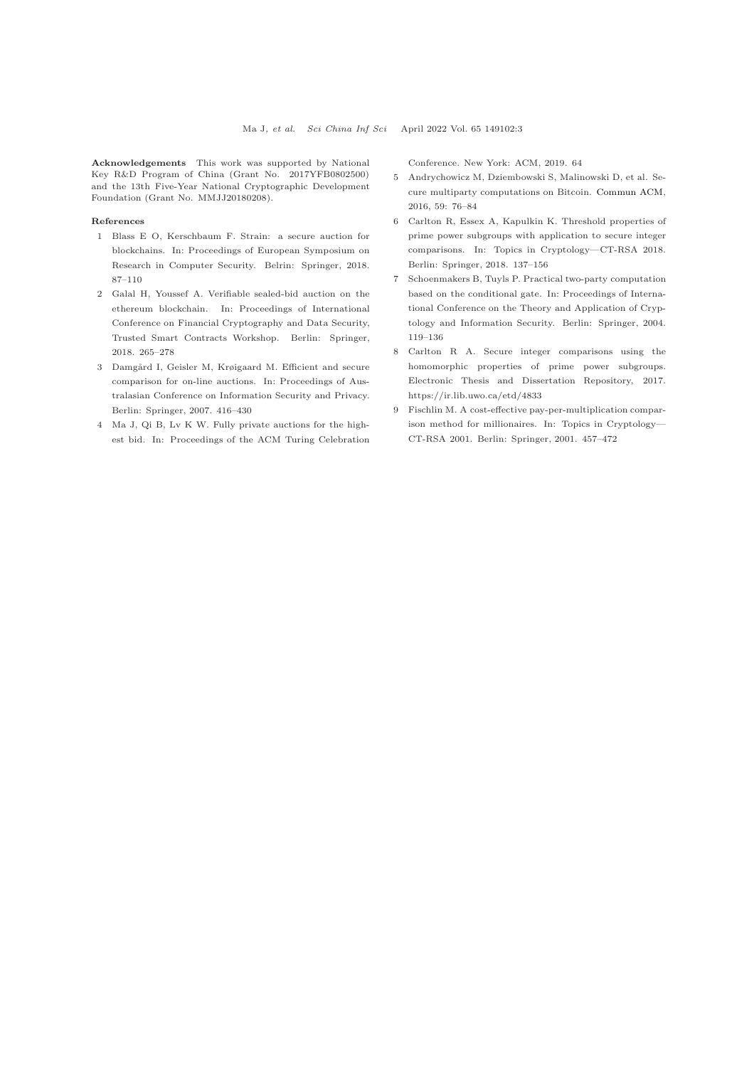**Acknowledgements** This work was supported by National Key R&D Program of China (Grant No. 2017YFB0802500) and the 13th Five-Year National Cryptographic Development Foundation (Grant No. MMJJ20180208).

**References**

1. Blass E O, Kerschbaum F. Strain: a secure auction for blockchains. In: Proceedings of European Symposium on Research in Computer Security. Belrin: Springer, 2018. 87–110
2. Galal H, Youssef A. Verifiable sealed-bid auction on the ethereum blockchain. In: Proceedings of International Conference on Financial Cryptography and Data Security, Trusted Smart Contracts Workshop. Berlin: Springer, 2018. 265–278
3. Damgård I, Geisler M, Krøigaard M. Efficient and secure comparison for on-line auctions. In: Proceedings of Australasian Conference on Information Security and Privacy. Berlin: Springer, 2007. 416–430
4. Ma J, Qi B, Lv K W. Fully private auctions for the highest bid. In: Proceedings of the ACM Turing Celebration Conference. New York: ACM, 2019. 64
5. Andrychowicz M, Dziembowski S, Malinowski D, et al. Secure multiparty computations on Bitcoin. Commun ACM, 2016, 59: 76–84
6. Carlton R, Essex A, Kapulkin K. Threshold properties of prime power subgroups with application to secure integer comparisons. In: Topics in Cryptology—CT-RSA 2018. Berlin: Springer, 2018. 137–156
7. Schoenmakers B, Tuyls P. Practical two-party computation based on the conditional gate. In: Proceedings of International Conference on the Theory and Application of Cryptology and Information Security. Berlin: Springer, 2004. 119–136
8. Carlton R A. Secure integer comparisons using the homomorphic properties of prime power subgroups. Electronic Thesis and Dissertation Repository, 2017. https://ir.lib.uwo.ca/etd/4833
9. Fischlin M. A cost-effective pay-per-multiplication comparison method for millionaires. In: Topics in Cryptology—CT-RSA 2001. Berlin: Springer, 2001. 457–472